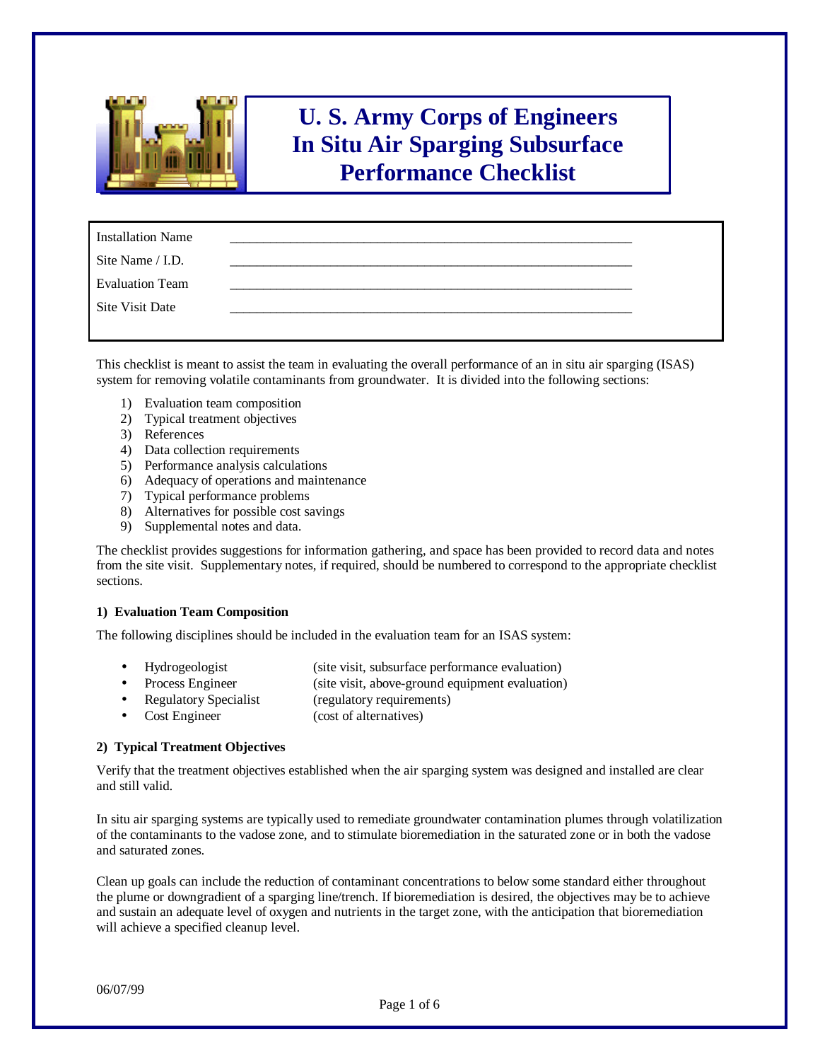# U. S. Army Corps of Engineers In Situ Air Sparging Subsurface Performance Checklist

| | |
|---|---|
| Installation Name | ___________________________________________________________ |
| Site Name / I.D. | ___________________________________________________________ |
| Evaluation Team | ___________________________________________________________ |
| Site Visit Date | ___________________________________________________________ |

This checklist is meant to assist the team in evaluating the overall performance of an in situ air sparging (ISAS) system for removing volatile contaminants from groundwater. It is divided into the following sections:

1) Evaluation team composition
2) Typical treatment objectives
3) References
4) Data collection requirements
5) Performance analysis calculations
6) Adequacy of operations and maintenance
7) Typical performance problems
8) Alternatives for possible cost savings
9) Supplemental notes and data.

The checklist provides suggestions for information gathering, and space has been provided to record data and notes from the site visit. Supplementary notes, if required, should be numbered to correspond to the appropriate checklist sections.

**1) Evaluation Team Composition**

The following disciplines should be included in the evaluation team for an ISAS system:

- Hydrogeologist (site visit, subsurface performance evaluation)
- Process Engineer (site visit, above-ground equipment evaluation)
- Regulatory Specialist (regulatory requirements)
- Cost Engineer (cost of alternatives)

**2) Typical Treatment Objectives**

Verify that the treatment objectives established when the air sparging system was designed and installed are clear and still valid.

In situ air sparging systems are typically used to remediate groundwater contamination plumes through volatilization of the contaminants to the vadose zone, and to stimulate bioremediation in the saturated zone or in both the vadose and saturated zones.

Clean up goals can include the reduction of contaminant concentrations to below some standard either throughout the plume or downgradient of a sparging line/trench. If bioremediation is desired, the objectives may be to achieve and sustain an adequate level of oxygen and nutrients in the target zone, with the anticipation that bioremediation will achieve a specified cleanup level.

06/07/99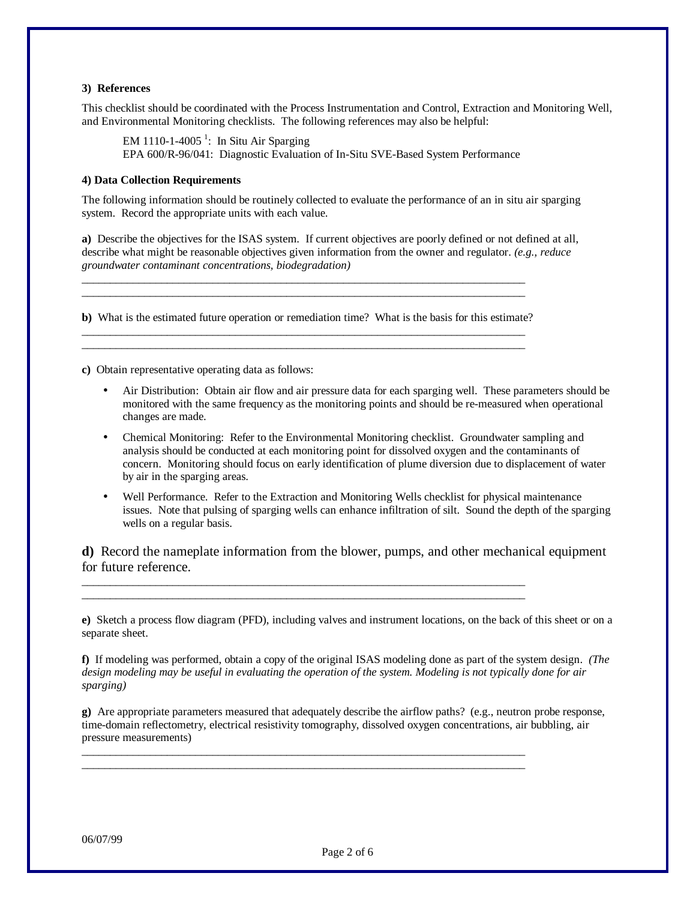### 3) References

This checklist should be coordinated with the Process Instrumentation and Control, Extraction and Monitoring Well, and Environmental Monitoring checklists. The following references may also be helpful:

> EM 1110-1-4005 [1]: In Situ Air Sparging
> EPA 600/R-96/041: Diagnostic Evaluation of In-Situ SVE-Based System Performance

### 4) Data Collection Requirements

The following information should be routinely collected to evaluate the performance of an in situ air sparging system. Record the appropriate units with each value.

**a)** Describe the objectives for the ISAS system. If current objectives are poorly defined or not defined at all, describe what might be reasonable objectives given information from the owner and regulator. *(e.g., reduce groundwater contaminant concentrations, biodegradation)*

\_\_\_\_\_\_\_\_\_\_\_\_\_\_\_\_\_\_\_\_\_\_\_\_\_\_\_\_\_\_\_\_\_\_\_\_\_\_\_\_\_\_\_\_\_\_\_\_\_\_\_\_\_\_\_\_\_\_\_\_\_\_\_\_\_\_\_\_\_\_\_\_\_\_\_\_\_\_
\_\_\_\_\_\_\_\_\_\_\_\_\_\_\_\_\_\_\_\_\_\_\_\_\_\_\_\_\_\_\_\_\_\_\_\_\_\_\_\_\_\_\_\_\_\_\_\_\_\_\_\_\_\_\_\_\_\_\_\_\_\_\_\_\_\_\_\_\_\_\_\_\_\_\_\_\_\_

**b)** What is the estimated future operation or remediation time? What is the basis for this estimate?

\_\_\_\_\_\_\_\_\_\_\_\_\_\_\_\_\_\_\_\_\_\_\_\_\_\_\_\_\_\_\_\_\_\_\_\_\_\_\_\_\_\_\_\_\_\_\_\_\_\_\_\_\_\_\_\_\_\_\_\_\_\_\_\_\_\_\_\_\_\_\_\_\_\_\_\_\_\_
\_\_\_\_\_\_\_\_\_\_\_\_\_\_\_\_\_\_\_\_\_\_\_\_\_\_\_\_\_\_\_\_\_\_\_\_\_\_\_\_\_\_\_\_\_\_\_\_\_\_\_\_\_\_\_\_\_\_\_\_\_\_\_\_\_\_\_\_\_\_\_\_\_\_\_\_\_\_

**c)** Obtain representative operating data as follows:

- Air Distribution: Obtain air flow and air pressure data for each sparging well. These parameters should be monitored with the same frequency as the monitoring points and should be re-measured when operational changes are made.
- Chemical Monitoring: Refer to the Environmental Monitoring checklist. Groundwater sampling and analysis should be conducted at each monitoring point for dissolved oxygen and the contaminants of concern. Monitoring should focus on early identification of plume diversion due to displacement of water by air in the sparging areas.
- Well Performance. Refer to the Extraction and Monitoring Wells checklist for physical maintenance issues. Note that pulsing of sparging wells can enhance infiltration of silt. Sound the depth of the sparging wells on a regular basis.

**d)** Record the nameplate information from the blower, pumps, and other mechanical equipment for future reference.

\_\_\_\_\_\_\_\_\_\_\_\_\_\_\_\_\_\_\_\_\_\_\_\_\_\_\_\_\_\_\_\_\_\_\_\_\_\_\_\_\_\_\_\_\_\_\_\_\_\_\_\_\_\_\_\_\_\_\_\_\_\_\_\_\_\_\_\_\_\_\_\_\_\_\_\_\_\_
\_\_\_\_\_\_\_\_\_\_\_\_\_\_\_\_\_\_\_\_\_\_\_\_\_\_\_\_\_\_\_\_\_\_\_\_\_\_\_\_\_\_\_\_\_\_\_\_\_\_\_\_\_\_\_\_\_\_\_\_\_\_\_\_\_\_\_\_\_\_\_\_\_\_\_\_\_\_

**e)** Sketch a process flow diagram (PFD), including valves and instrument locations, on the back of this sheet or on a separate sheet.

**f)** If modeling was performed, obtain a copy of the original ISAS modeling done as part of the system design. *(The design modeling may be useful in evaluating the operation of the system. Modeling is not typically done for air sparging)*

**g)** Are appropriate parameters measured that adequately describe the airflow paths? (e.g., neutron probe response, time-domain reflectometry, electrical resistivity tomography, dissolved oxygen concentrations, air bubbling, air pressure measurements)

\_\_\_\_\_\_\_\_\_\_\_\_\_\_\_\_\_\_\_\_\_\_\_\_\_\_\_\_\_\_\_\_\_\_\_\_\_\_\_\_\_\_\_\_\_\_\_\_\_\_\_\_\_\_\_\_\_\_\_\_\_\_\_\_\_\_\_\_\_\_\_\_\_\_\_\_\_\_
\_\_\_\_\_\_\_\_\_\_\_\_\_\_\_\_\_\_\_\_\_\_\_\_\_\_\_\_\_\_\_\_\_\_\_\_\_\_\_\_\_\_\_\_\_\_\_\_\_\_\_\_\_\_\_\_\_\_\_\_\_\_\_\_\_\_\_\_\_\_\_\_\_\_\_\_\_\_

06/07/99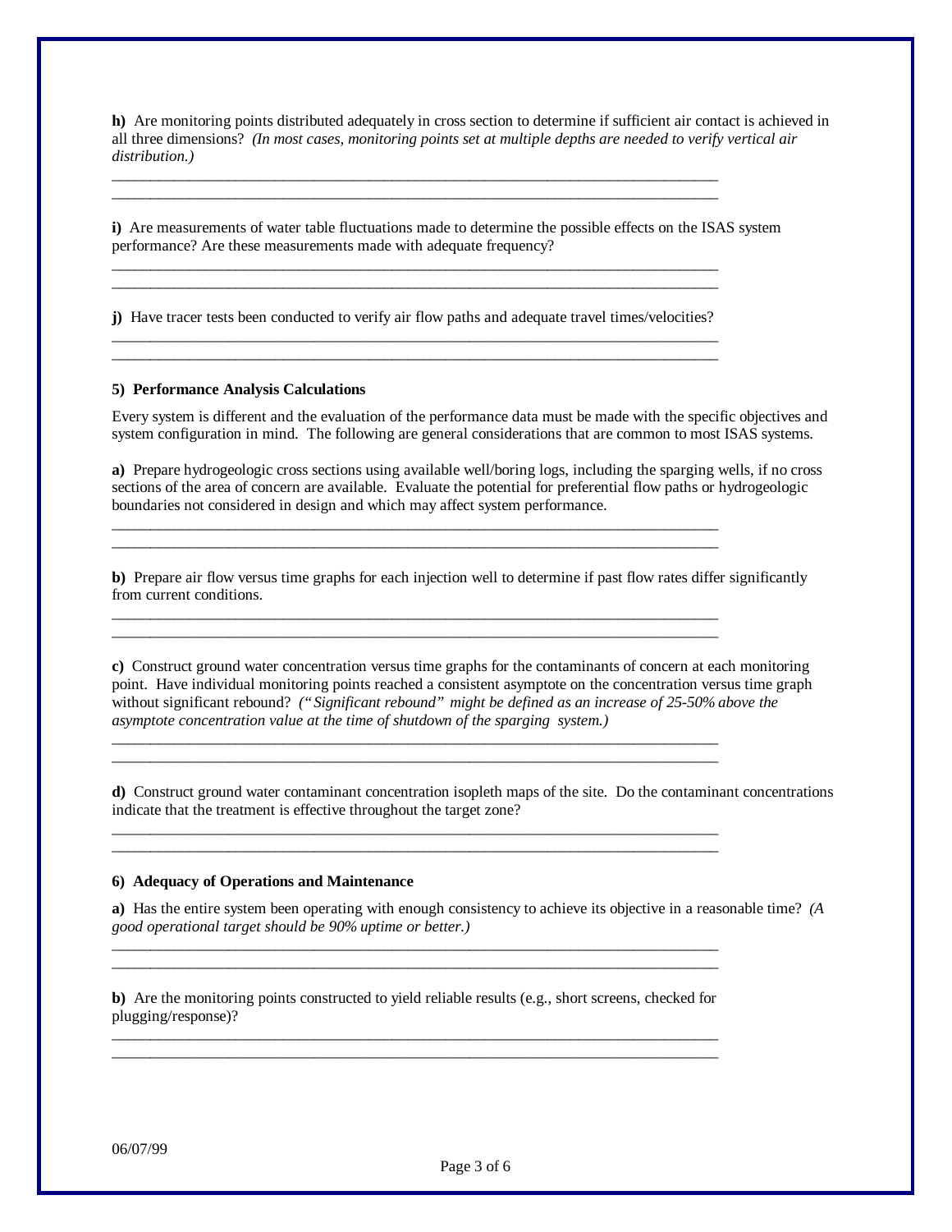**h)** Are monitoring points distributed adequately in cross section to determine if sufficient air contact is achieved in all three dimensions? *(In most cases, monitoring points set at multiple depths are needed to verify vertical air distribution.)*

_______________________________________________________________________________
_______________________________________________________________________________

**i)** Are measurements of water table fluctuations made to determine the possible effects on the ISAS system performance? Are these measurements made with adequate frequency?

_______________________________________________________________________________
_______________________________________________________________________________

**j)** Have tracer tests been conducted to verify air flow paths and adequate travel times/velocities?

_______________________________________________________________________________
_______________________________________________________________________________

**5) Performance Analysis Calculations**

Every system is different and the evaluation of the performance data must be made with the specific objectives and system configuration in mind. The following are general considerations that are common to most ISAS systems.

**a)** Prepare hydrogeologic cross sections using available well/boring logs, including the sparging wells, if no cross sections of the area of concern are available. Evaluate the potential for preferential flow paths or hydrogeologic boundaries not considered in design and which may affect system performance.

_______________________________________________________________________________
_______________________________________________________________________________

**b)** Prepare air flow versus time graphs for each injection well to determine if past flow rates differ significantly from current conditions.

_______________________________________________________________________________
_______________________________________________________________________________

**c)** Construct ground water concentration versus time graphs for the contaminants of concern at each monitoring point. Have individual monitoring points reached a consistent asymptote on the concentration versus time graph without significant rebound? *("Significant rebound" might be defined as an increase of 25-50% above the asymptote concentration value at the time of shutdown of the sparging system.)*

_______________________________________________________________________________
_______________________________________________________________________________

**d)** Construct ground water contaminant concentration isopleth maps of the site. Do the contaminant concentrations indicate that the treatment is effective throughout the target zone?

_______________________________________________________________________________
_______________________________________________________________________________

**6) Adequacy of Operations and Maintenance**

**a)** Has the entire system been operating with enough consistency to achieve its objective in a reasonable time? *(A good operational target should be 90% uptime or better.)*

_______________________________________________________________________________
_______________________________________________________________________________

**b)** Are the monitoring points constructed to yield reliable results (e.g., short screens, checked for plugging/response)?

_______________________________________________________________________________
_______________________________________________________________________________

06/07/99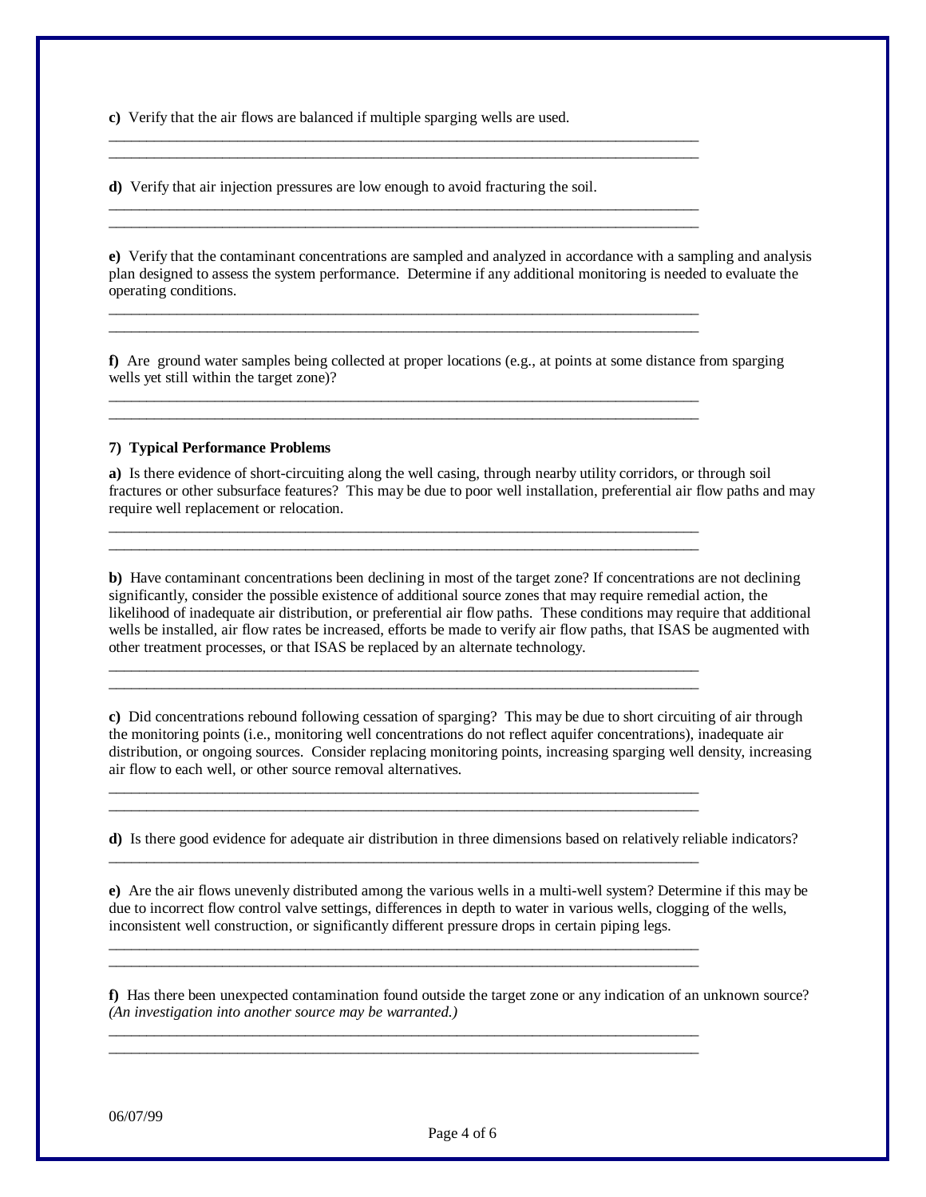**c)** Verify that the air flows are balanced if multiple sparging wells are used.

\_\_\_\_\_\_\_\_\_\_\_\_\_\_\_\_\_\_\_\_\_\_\_\_\_\_\_\_\_\_\_\_\_\_\_\_\_\_\_\_\_\_\_\_\_\_\_\_\_\_\_\_\_\_\_\_\_\_\_\_\_\_\_\_\_\_\_\_\_\_\_\_\_\_\_\_\_\_
\_\_\_\_\_\_\_\_\_\_\_\_\_\_\_\_\_\_\_\_\_\_\_\_\_\_\_\_\_\_\_\_\_\_\_\_\_\_\_\_\_\_\_\_\_\_\_\_\_\_\_\_\_\_\_\_\_\_\_\_\_\_\_\_\_\_\_\_\_\_\_\_\_\_\_\_\_\_

**d)** Verify that air injection pressures are low enough to avoid fracturing the soil.

\_\_\_\_\_\_\_\_\_\_\_\_\_\_\_\_\_\_\_\_\_\_\_\_\_\_\_\_\_\_\_\_\_\_\_\_\_\_\_\_\_\_\_\_\_\_\_\_\_\_\_\_\_\_\_\_\_\_\_\_\_\_\_\_\_\_\_\_\_\_\_\_\_\_\_\_\_\_
\_\_\_\_\_\_\_\_\_\_\_\_\_\_\_\_\_\_\_\_\_\_\_\_\_\_\_\_\_\_\_\_\_\_\_\_\_\_\_\_\_\_\_\_\_\_\_\_\_\_\_\_\_\_\_\_\_\_\_\_\_\_\_\_\_\_\_\_\_\_\_\_\_\_\_\_\_\_

**e)** Verify that the contaminant concentrations are sampled and analyzed in accordance with a sampling and analysis plan designed to assess the system performance. Determine if any additional monitoring is needed to evaluate the operating conditions.

\_\_\_\_\_\_\_\_\_\_\_\_\_\_\_\_\_\_\_\_\_\_\_\_\_\_\_\_\_\_\_\_\_\_\_\_\_\_\_\_\_\_\_\_\_\_\_\_\_\_\_\_\_\_\_\_\_\_\_\_\_\_\_\_\_\_\_\_\_\_\_\_\_\_\_\_\_\_
\_\_\_\_\_\_\_\_\_\_\_\_\_\_\_\_\_\_\_\_\_\_\_\_\_\_\_\_\_\_\_\_\_\_\_\_\_\_\_\_\_\_\_\_\_\_\_\_\_\_\_\_\_\_\_\_\_\_\_\_\_\_\_\_\_\_\_\_\_\_\_\_\_\_\_\_\_\_

**f)** Are ground water samples being collected at proper locations (e.g., at points at some distance from sparging wells yet still within the target zone)?

\_\_\_\_\_\_\_\_\_\_\_\_\_\_\_\_\_\_\_\_\_\_\_\_\_\_\_\_\_\_\_\_\_\_\_\_\_\_\_\_\_\_\_\_\_\_\_\_\_\_\_\_\_\_\_\_\_\_\_\_\_\_\_\_\_\_\_\_\_\_\_\_\_\_\_\_\_\_
\_\_\_\_\_\_\_\_\_\_\_\_\_\_\_\_\_\_\_\_\_\_\_\_\_\_\_\_\_\_\_\_\_\_\_\_\_\_\_\_\_\_\_\_\_\_\_\_\_\_\_\_\_\_\_\_\_\_\_\_\_\_\_\_\_\_\_\_\_\_\_\_\_\_\_\_\_\_

**7) Typical Performance Problems**

**a)** Is there evidence of short-circuiting along the well casing, through nearby utility corridors, or through soil fractures or other subsurface features? This may be due to poor well installation, preferential air flow paths and may require well replacement or relocation.

\_\_\_\_\_\_\_\_\_\_\_\_\_\_\_\_\_\_\_\_\_\_\_\_\_\_\_\_\_\_\_\_\_\_\_\_\_\_\_\_\_\_\_\_\_\_\_\_\_\_\_\_\_\_\_\_\_\_\_\_\_\_\_\_\_\_\_\_\_\_\_\_\_\_\_\_\_\_
\_\_\_\_\_\_\_\_\_\_\_\_\_\_\_\_\_\_\_\_\_\_\_\_\_\_\_\_\_\_\_\_\_\_\_\_\_\_\_\_\_\_\_\_\_\_\_\_\_\_\_\_\_\_\_\_\_\_\_\_\_\_\_\_\_\_\_\_\_\_\_\_\_\_\_\_\_\_

**b)** Have contaminant concentrations been declining in most of the target zone? If concentrations are not declining significantly, consider the possible existence of additional source zones that may require remedial action, the likelihood of inadequate air distribution, or preferential air flow paths. These conditions may require that additional wells be installed, air flow rates be increased, efforts be made to verify air flow paths, that ISAS be augmented with other treatment processes, or that ISAS be replaced by an alternate technology.

\_\_\_\_\_\_\_\_\_\_\_\_\_\_\_\_\_\_\_\_\_\_\_\_\_\_\_\_\_\_\_\_\_\_\_\_\_\_\_\_\_\_\_\_\_\_\_\_\_\_\_\_\_\_\_\_\_\_\_\_\_\_\_\_\_\_\_\_\_\_\_\_\_\_\_\_\_\_
\_\_\_\_\_\_\_\_\_\_\_\_\_\_\_\_\_\_\_\_\_\_\_\_\_\_\_\_\_\_\_\_\_\_\_\_\_\_\_\_\_\_\_\_\_\_\_\_\_\_\_\_\_\_\_\_\_\_\_\_\_\_\_\_\_\_\_\_\_\_\_\_\_\_\_\_\_\_

**c)** Did concentrations rebound following cessation of sparging? This may be due to short circuiting of air through the monitoring points (i.e., monitoring well concentrations do not reflect aquifer concentrations), inadequate air distribution, or ongoing sources. Consider replacing monitoring points, increasing sparging well density, increasing air flow to each well, or other source removal alternatives.

\_\_\_\_\_\_\_\_\_\_\_\_\_\_\_\_\_\_\_\_\_\_\_\_\_\_\_\_\_\_\_\_\_\_\_\_\_\_\_\_\_\_\_\_\_\_\_\_\_\_\_\_\_\_\_\_\_\_\_\_\_\_\_\_\_\_\_\_\_\_\_\_\_\_\_\_\_\_
\_\_\_\_\_\_\_\_\_\_\_\_\_\_\_\_\_\_\_\_\_\_\_\_\_\_\_\_\_\_\_\_\_\_\_\_\_\_\_\_\_\_\_\_\_\_\_\_\_\_\_\_\_\_\_\_\_\_\_\_\_\_\_\_\_\_\_\_\_\_\_\_\_\_\_\_\_\_

**d)** Is there good evidence for adequate air distribution in three dimensions based on relatively reliable indicators?

\_\_\_\_\_\_\_\_\_\_\_\_\_\_\_\_\_\_\_\_\_\_\_\_\_\_\_\_\_\_\_\_\_\_\_\_\_\_\_\_\_\_\_\_\_\_\_\_\_\_\_\_\_\_\_\_\_\_\_\_\_\_\_\_\_\_\_\_\_\_\_\_\_\_\_\_\_\_

**e)** Are the air flows unevenly distributed among the various wells in a multi-well system? Determine if this may be due to incorrect flow control valve settings, differences in depth to water in various wells, clogging of the wells, inconsistent well construction, or significantly different pressure drops in certain piping legs.

\_\_\_\_\_\_\_\_\_\_\_\_\_\_\_\_\_\_\_\_\_\_\_\_\_\_\_\_\_\_\_\_\_\_\_\_\_\_\_\_\_\_\_\_\_\_\_\_\_\_\_\_\_\_\_\_\_\_\_\_\_\_\_\_\_\_\_\_\_\_\_\_\_\_\_\_\_\_
\_\_\_\_\_\_\_\_\_\_\_\_\_\_\_\_\_\_\_\_\_\_\_\_\_\_\_\_\_\_\_\_\_\_\_\_\_\_\_\_\_\_\_\_\_\_\_\_\_\_\_\_\_\_\_\_\_\_\_\_\_\_\_\_\_\_\_\_\_\_\_\_\_\_\_\_\_\_

**f)** Has there been unexpected contamination found outside the target zone or any indication of an unknown source? *(An investigation into another source may be warranted.)*

\_\_\_\_\_\_\_\_\_\_\_\_\_\_\_\_\_\_\_\_\_\_\_\_\_\_\_\_\_\_\_\_\_\_\_\_\_\_\_\_\_\_\_\_\_\_\_\_\_\_\_\_\_\_\_\_\_\_\_\_\_\_\_\_\_\_\_\_\_\_\_\_\_\_\_\_\_\_
\_\_\_\_\_\_\_\_\_\_\_\_\_\_\_\_\_\_\_\_\_\_\_\_\_\_\_\_\_\_\_\_\_\_\_\_\_\_\_\_\_\_\_\_\_\_\_\_\_\_\_\_\_\_\_\_\_\_\_\_\_\_\_\_\_\_\_\_\_\_\_\_\_\_\_\_\_\_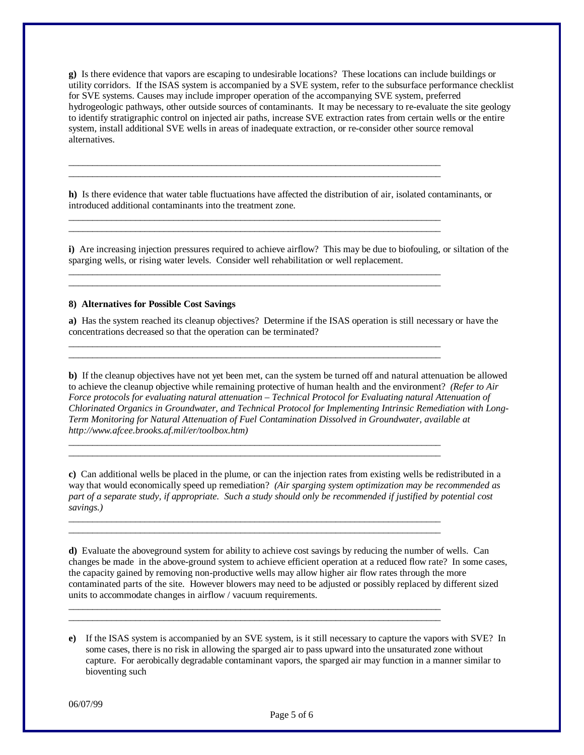**g)** Is there evidence that vapors are escaping to undesirable locations? These locations can include buildings or utility corridors. If the ISAS system is accompanied by a SVE system, refer to the subsurface performance checklist for SVE systems. Causes may include improper operation of the accompanying SVE system, preferred hydrogeologic pathways, other outside sources of contaminants. It may be necessary to re-evaluate the site geology to identify stratigraphic control on injected air paths, increase SVE extraction rates from certain wells or the entire system, install additional SVE wells in areas of inadequate extraction, or re-consider other source removal alternatives.

\_\_\_\_\_\_\_\_\_\_\_\_\_\_\_\_\_\_\_\_\_\_\_\_\_\_\_\_\_\_\_\_\_\_\_\_\_\_\_\_\_\_\_\_\_\_\_\_\_\_\_\_\_\_\_\_\_\_\_\_\_\_\_\_\_\_\_\_\_\_\_\_\_\_\_\_\_\_
\_\_\_\_\_\_\_\_\_\_\_\_\_\_\_\_\_\_\_\_\_\_\_\_\_\_\_\_\_\_\_\_\_\_\_\_\_\_\_\_\_\_\_\_\_\_\_\_\_\_\_\_\_\_\_\_\_\_\_\_\_\_\_\_\_\_\_\_\_\_\_\_\_\_\_\_\_\_

**h)** Is there evidence that water table fluctuations have affected the distribution of air, isolated contaminants, or introduced additional contaminants into the treatment zone.

\_\_\_\_\_\_\_\_\_\_\_\_\_\_\_\_\_\_\_\_\_\_\_\_\_\_\_\_\_\_\_\_\_\_\_\_\_\_\_\_\_\_\_\_\_\_\_\_\_\_\_\_\_\_\_\_\_\_\_\_\_\_\_\_\_\_\_\_\_\_\_\_\_\_\_\_\_\_
\_\_\_\_\_\_\_\_\_\_\_\_\_\_\_\_\_\_\_\_\_\_\_\_\_\_\_\_\_\_\_\_\_\_\_\_\_\_\_\_\_\_\_\_\_\_\_\_\_\_\_\_\_\_\_\_\_\_\_\_\_\_\_\_\_\_\_\_\_\_\_\_\_\_\_\_\_\_

**i)** Are increasing injection pressures required to achieve airflow? This may be due to biofouling, or siltation of the sparging wells, or rising water levels. Consider well rehabilitation or well replacement.

\_\_\_\_\_\_\_\_\_\_\_\_\_\_\_\_\_\_\_\_\_\_\_\_\_\_\_\_\_\_\_\_\_\_\_\_\_\_\_\_\_\_\_\_\_\_\_\_\_\_\_\_\_\_\_\_\_\_\_\_\_\_\_\_\_\_\_\_\_\_\_\_\_\_\_\_\_\_
\_\_\_\_\_\_\_\_\_\_\_\_\_\_\_\_\_\_\_\_\_\_\_\_\_\_\_\_\_\_\_\_\_\_\_\_\_\_\_\_\_\_\_\_\_\_\_\_\_\_\_\_\_\_\_\_\_\_\_\_\_\_\_\_\_\_\_\_\_\_\_\_\_\_\_\_\_\_

### 8) Alternatives for Possible Cost Savings

**a)** Has the system reached its cleanup objectives? Determine if the ISAS operation is still necessary or have the concentrations decreased so that the operation can be terminated?

\_\_\_\_\_\_\_\_\_\_\_\_\_\_\_\_\_\_\_\_\_\_\_\_\_\_\_\_\_\_\_\_\_\_\_\_\_\_\_\_\_\_\_\_\_\_\_\_\_\_\_\_\_\_\_\_\_\_\_\_\_\_\_\_\_\_\_\_\_\_\_\_\_\_\_\_\_\_
\_\_\_\_\_\_\_\_\_\_\_\_\_\_\_\_\_\_\_\_\_\_\_\_\_\_\_\_\_\_\_\_\_\_\_\_\_\_\_\_\_\_\_\_\_\_\_\_\_\_\_\_\_\_\_\_\_\_\_\_\_\_\_\_\_\_\_\_\_\_\_\_\_\_\_\_\_\_

**b)** If the cleanup objectives have not yet been met, can the system be turned off and natural attenuation be allowed to achieve the cleanup objective while remaining protective of human health and the environment? *(Refer to Air Force protocols for evaluating natural attenuation – Technical Protocol for Evaluating natural Attenuation of Chlorinated Organics in Groundwater, and Technical Protocol for Implementing Intrinsic Remediation with Long-Term Monitoring for Natural Attenuation of Fuel Contamination Dissolved in Groundwater, available at http://www.afcee.brooks.af.mil/er/toolbox.htm)*

\_\_\_\_\_\_\_\_\_\_\_\_\_\_\_\_\_\_\_\_\_\_\_\_\_\_\_\_\_\_\_\_\_\_\_\_\_\_\_\_\_\_\_\_\_\_\_\_\_\_\_\_\_\_\_\_\_\_\_\_\_\_\_\_\_\_\_\_\_\_\_\_\_\_\_\_\_\_
\_\_\_\_\_\_\_\_\_\_\_\_\_\_\_\_\_\_\_\_\_\_\_\_\_\_\_\_\_\_\_\_\_\_\_\_\_\_\_\_\_\_\_\_\_\_\_\_\_\_\_\_\_\_\_\_\_\_\_\_\_\_\_\_\_\_\_\_\_\_\_\_\_\_\_\_\_\_

**c)** Can additional wells be placed in the plume, or can the injection rates from existing wells be redistributed in a way that would economically speed up remediation? *(Air sparging system optimization may be recommended as part of a separate study, if appropriate. Such a study should only be recommended if justified by potential cost savings.)*

\_\_\_\_\_\_\_\_\_\_\_\_\_\_\_\_\_\_\_\_\_\_\_\_\_\_\_\_\_\_\_\_\_\_\_\_\_\_\_\_\_\_\_\_\_\_\_\_\_\_\_\_\_\_\_\_\_\_\_\_\_\_\_\_\_\_\_\_\_\_\_\_\_\_\_\_\_\_
\_\_\_\_\_\_\_\_\_\_\_\_\_\_\_\_\_\_\_\_\_\_\_\_\_\_\_\_\_\_\_\_\_\_\_\_\_\_\_\_\_\_\_\_\_\_\_\_\_\_\_\_\_\_\_\_\_\_\_\_\_\_\_\_\_\_\_\_\_\_\_\_\_\_\_\_\_\_

**d)** Evaluate the aboveground system for ability to achieve cost savings by reducing the number of wells. Can changes be made in the above-ground system to achieve efficient operation at a reduced flow rate? In some cases, the capacity gained by removing non-productive wells may allow higher air flow rates through the more contaminated parts of the site. However blowers may need to be adjusted or possibly replaced by different sized units to accommodate changes in airflow / vacuum requirements.

\_\_\_\_\_\_\_\_\_\_\_\_\_\_\_\_\_\_\_\_\_\_\_\_\_\_\_\_\_\_\_\_\_\_\_\_\_\_\_\_\_\_\_\_\_\_\_\_\_\_\_\_\_\_\_\_\_\_\_\_\_\_\_\_\_\_\_\_\_\_\_\_\_\_\_\_\_\_
\_\_\_\_\_\_\_\_\_\_\_\_\_\_\_\_\_\_\_\_\_\_\_\_\_\_\_\_\_\_\_\_\_\_\_\_\_\_\_\_\_\_\_\_\_\_\_\_\_\_\_\_\_\_\_\_\_\_\_\_\_\_\_\_\_\_\_\_\_\_\_\_\_\_\_\_\_\_

**e)** If the ISAS system is accompanied by an SVE system, is it still necessary to capture the vapors with SVE? In some cases, there is no risk in allowing the sparged air to pass upward into the unsaturated zone without capture. For aerobically degradable contaminant vapors, the sparged air may function in a manner similar to bioventing such

06/07/99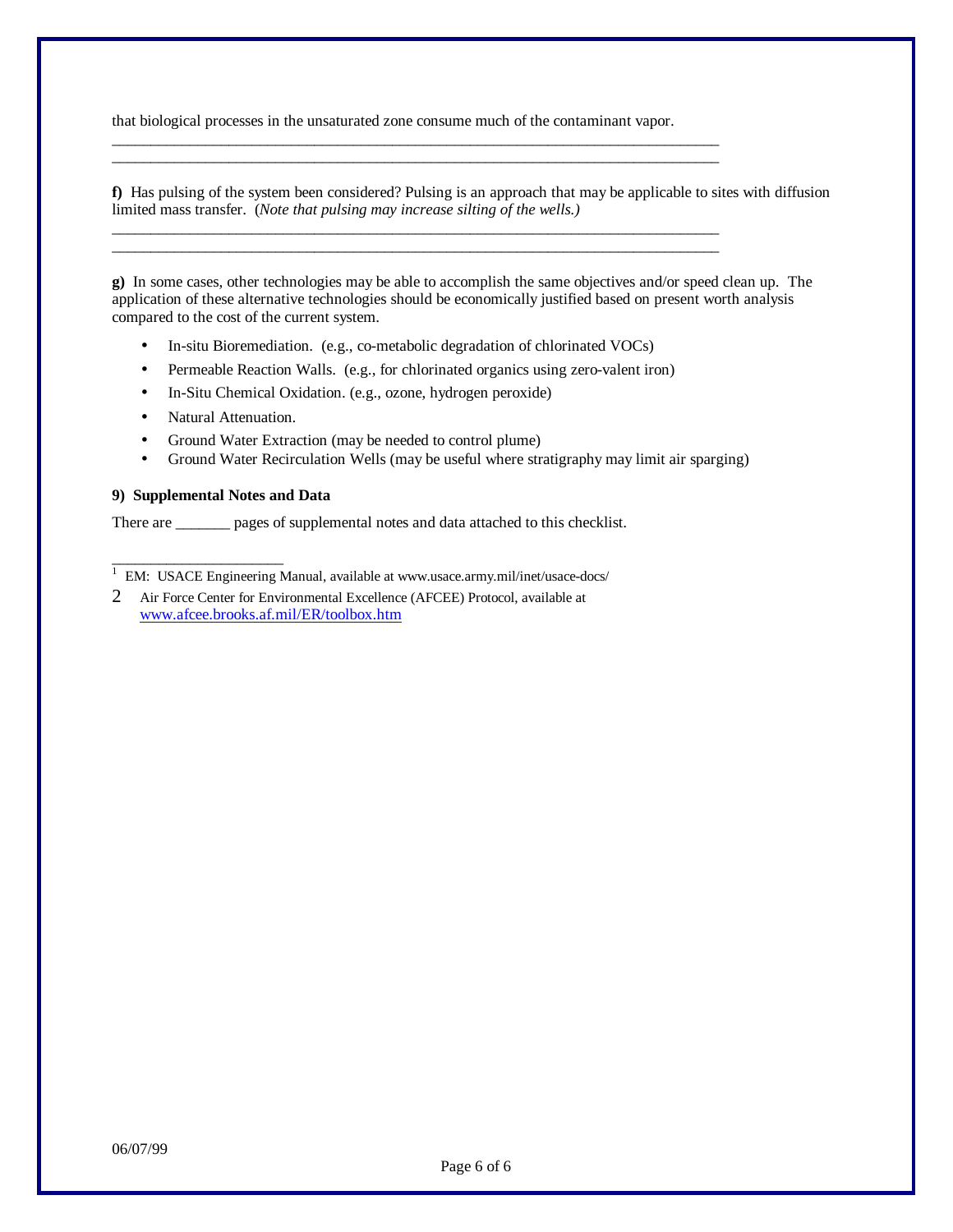that biological processes in the unsaturated zone consume much of the contaminant vapor.

________________________________________________________________________________
________________________________________________________________________________

**f)** Has pulsing of the system been considered? Pulsing is an approach that may be applicable to sites with diffusion limited mass transfer. (*Note that pulsing may increase silting of the wells.)*

________________________________________________________________________________
________________________________________________________________________________

**g)** In some cases, other technologies may be able to accomplish the same objectives and/or speed clean up. The application of these alternative technologies should be economically justified based on present worth analysis compared to the cost of the current system.

- In-situ Bioremediation. (e.g., co-metabolic degradation of chlorinated VOCs)
- Permeable Reaction Walls. (e.g., for chlorinated organics using zero-valent iron)
- In-Situ Chemical Oxidation. (e.g., ozone, hydrogen peroxide)
- Natural Attenuation.
- Ground Water Extraction (may be needed to control plume)
- Ground Water Recirculation Wells (may be useful where stratigraphy may limit air sparging)

**9) Supplemental Notes and Data**

There are _______ pages of supplemental notes and data attached to this checklist.

______________________

[1] EM: USACE Engineering Manual, available at www.usace.army.mil/inet/usace-docs/

2 Air Force Center for Environmental Excellence (AFCEE) Protocol, available at www.afcee.brooks.af.mil/ER/toolbox.htm

06/07/99